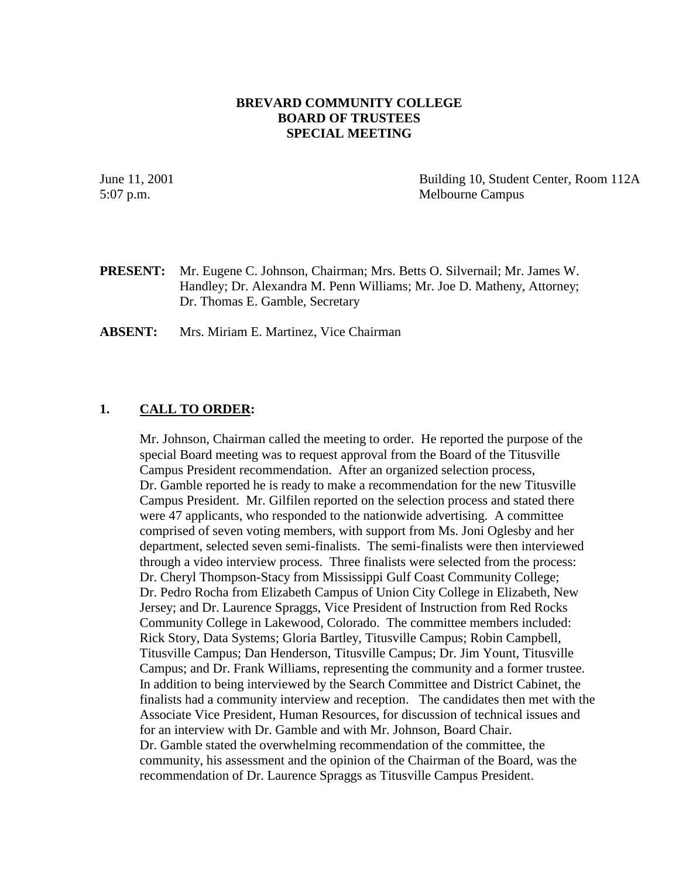# BREVARD COMMUNITY COLLEGE
# BOARD OF TRUSTEES
# SPECIAL MEETING

June 11, 2001
5:07 p.m.

Building 10, Student Center, Room 112A
Melbourne Campus

**PRESENT:** Mr. Eugene C. Johnson, Chairman; Mrs. Betts O. Silvernail; Mr. James W. Handley; Dr. Alexandra M. Penn Williams; Mr. Joe D. Matheny, Attorney; Dr. Thomas E. Gamble, Secretary

**ABSENT:** Mrs. Miriam E. Martinez, Vice Chairman

**1. CALL TO ORDER:**

Mr. Johnson, Chairman called the meeting to order. He reported the purpose of the special Board meeting was to request approval from the Board of the Titusville Campus President recommendation. After an organized selection process, Dr. Gamble reported he is ready to make a recommendation for the new Titusville Campus President. Mr. Gilfilen reported on the selection process and stated there were 47 applicants, who responded to the nationwide advertising. A committee comprised of seven voting members, with support from Ms. Joni Oglesby and her department, selected seven semi-finalists. The semi-finalists were then interviewed through a video interview process. Three finalists were selected from the process: Dr. Cheryl Thompson-Stacy from Mississippi Gulf Coast Community College; Dr. Pedro Rocha from Elizabeth Campus of Union City College in Elizabeth, New Jersey; and Dr. Laurence Spraggs, Vice President of Instruction from Red Rocks Community College in Lakewood, Colorado. The committee members included: Rick Story, Data Systems; Gloria Bartley, Titusville Campus; Robin Campbell, Titusville Campus; Dan Henderson, Titusville Campus; Dr. Jim Yount, Titusville Campus; and Dr. Frank Williams, representing the community and a former trustee. In addition to being interviewed by the Search Committee and District Cabinet, the finalists had a community interview and reception. The candidates then met with the Associate Vice President, Human Resources, for discussion of technical issues and for an interview with Dr. Gamble and with Mr. Johnson, Board Chair. Dr. Gamble stated the overwhelming recommendation of the committee, the community, his assessment and the opinion of the Chairman of the Board, was the recommendation of Dr. Laurence Spraggs as Titusville Campus President.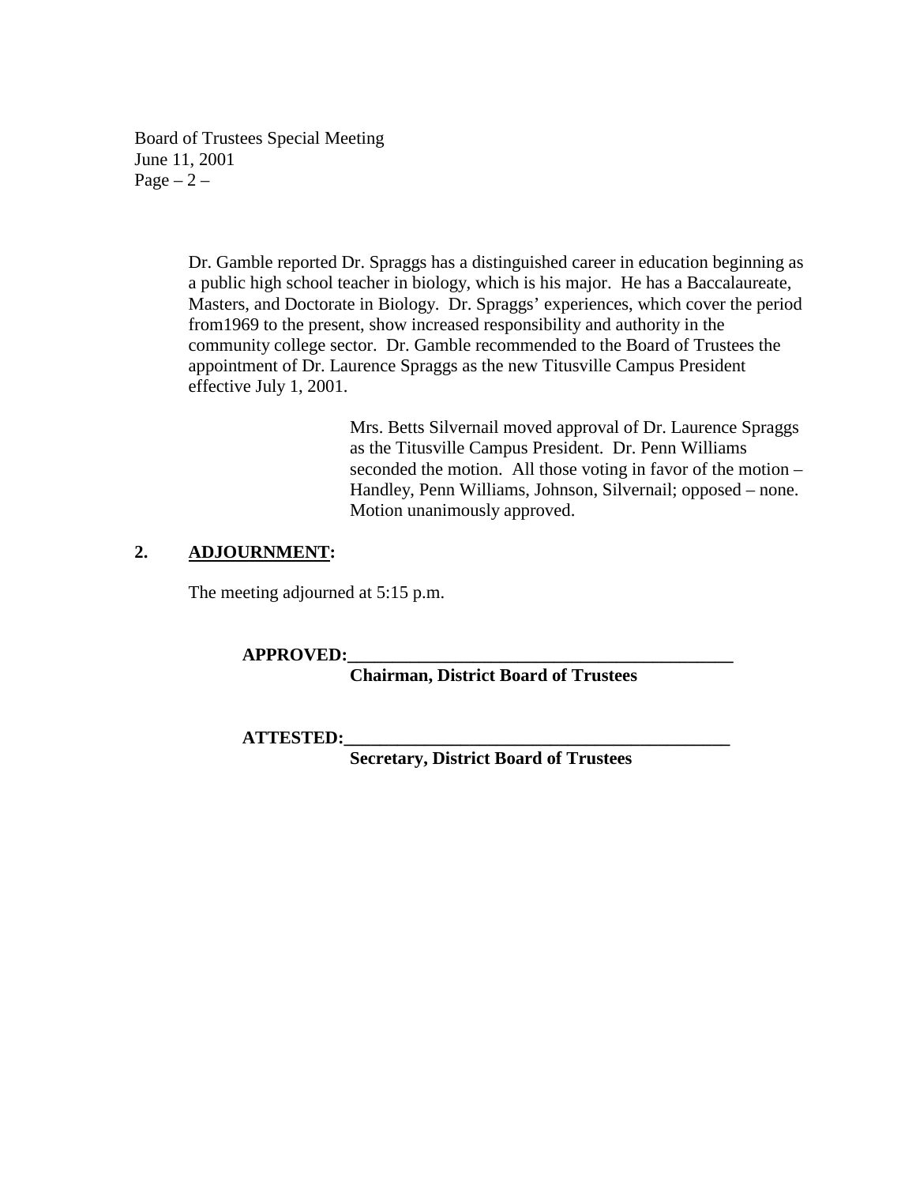Dr. Gamble reported Dr. Spraggs has a distinguished career in education beginning as a public high school teacher in biology, which is his major. He has a Baccalaureate, Masters, and Doctorate in Biology. Dr. Spraggs' experiences, which cover the period from1969 to the present, show increased responsibility and authority in the community college sector. Dr. Gamble recommended to the Board of Trustees the appointment of Dr. Laurence Spraggs as the new Titusville Campus President effective July 1, 2001.

Mrs. Betts Silvernail moved approval of Dr. Laurence Spraggs as the Titusville Campus President. Dr. Penn Williams seconded the motion. All those voting in favor of the motion – Handley, Penn Williams, Johnson, Silvernail; opposed – none. Motion unanimously approved.

**2. <u>ADJOURNMENT</u>:**

The meeting adjourned at 5:15 p.m.

**APPROVED:\_\_\_\_\_\_\_\_\_\_\_\_\_\_\_\_\_\_\_\_\_\_\_\_\_\_\_\_\_\_\_\_\_\_\_\_\_\_\_\_\_\_\_\_**
**Chairman, District Board of Trustees**

**ATTESTED:\_\_\_\_\_\_\_\_\_\_\_\_\_\_\_\_\_\_\_\_\_\_\_\_\_\_\_\_\_\_\_\_\_\_\_\_\_\_\_\_\_\_\_\_**
**Secretary, District Board of Trustees**